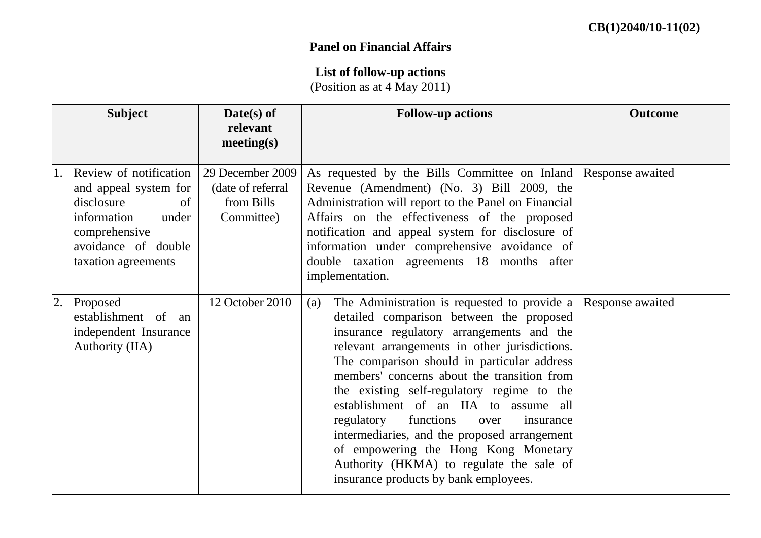**CB(1)2040/10-11(02)**

**Panel on Financial Affairs**

**List of follow-up actions**
(Position as at 4 May 2011)

| Subject | Date(s) of relevant meeting(s) | Follow-up actions | Outcome |
|---|---|---|---|
| 1. Review of notification and appeal system for disclosure of information under comprehensive avoidance of double taxation agreements | 29 December 2009 (date of referral from Bills Committee) | As requested by the Bills Committee on Inland Revenue (Amendment) (No. 3) Bill 2009, the Administration will report to the Panel on Financial Affairs on the effectiveness of the proposed notification and appeal system for disclosure of information under comprehensive avoidance of double taxation agreements 18 months after implementation. | Response awaited |
| 2. Proposed establishment of an independent Insurance Authority (IIA) | 12 October 2010 | (a) The Administration is requested to provide a detailed comparison between the proposed insurance regulatory arrangements and the relevant arrangements in other jurisdictions. The comparison should in particular address members' concerns about the transition from the existing self-regulatory regime to the establishment of an IIA to assume all regulatory functions over insurance intermediaries, and the proposed arrangement of empowering the Hong Kong Monetary Authority (HKMA) to regulate the sale of insurance products by bank employees. | Response awaited |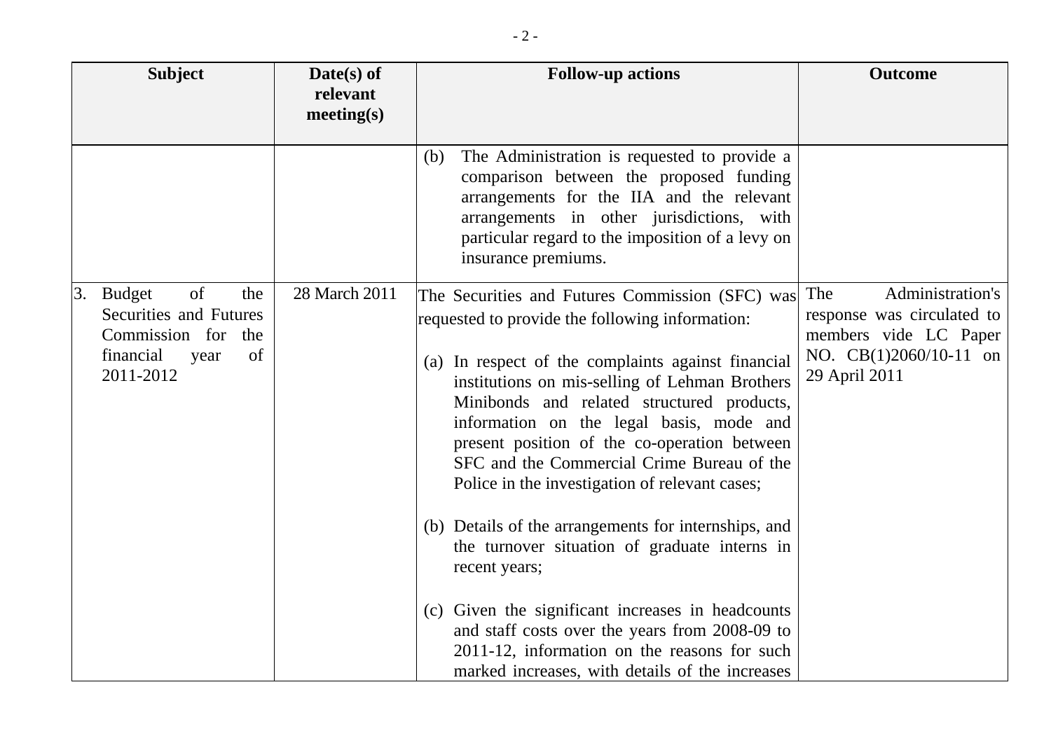| Subject | Date(s) of relevant meeting(s) | Follow-up actions | Outcome |
|---|---|---|---|
| | | (b) The Administration is requested to provide a comparison between the proposed funding arrangements for the IIA and the relevant arrangements in other jurisdictions, with particular regard to the imposition of a levy on insurance premiums. | |
| 3. Budget of the Securities and Futures Commission for the financial year of 2011-2012 | 28 March 2011 | The Securities and Futures Commission (SFC) was requested to provide the following information:<br><br>(a) In respect of the complaints against financial institutions on mis-selling of Lehman Brothers Minibonds and related structured products, information on the legal basis, mode and present position of the co-operation between SFC and the Commercial Crime Bureau of the Police in the investigation of relevant cases;<br><br>(b) Details of the arrangements for internships, and the turnover situation of graduate interns in recent years;<br><br>(c) Given the significant increases in headcounts and staff costs over the years from 2008-09 to 2011-12, information on the reasons for such marked increases, with details of the increases | The Administration's response was circulated to members vide LC Paper NO. CB(1)2060/10-11 on 29 April 2011 |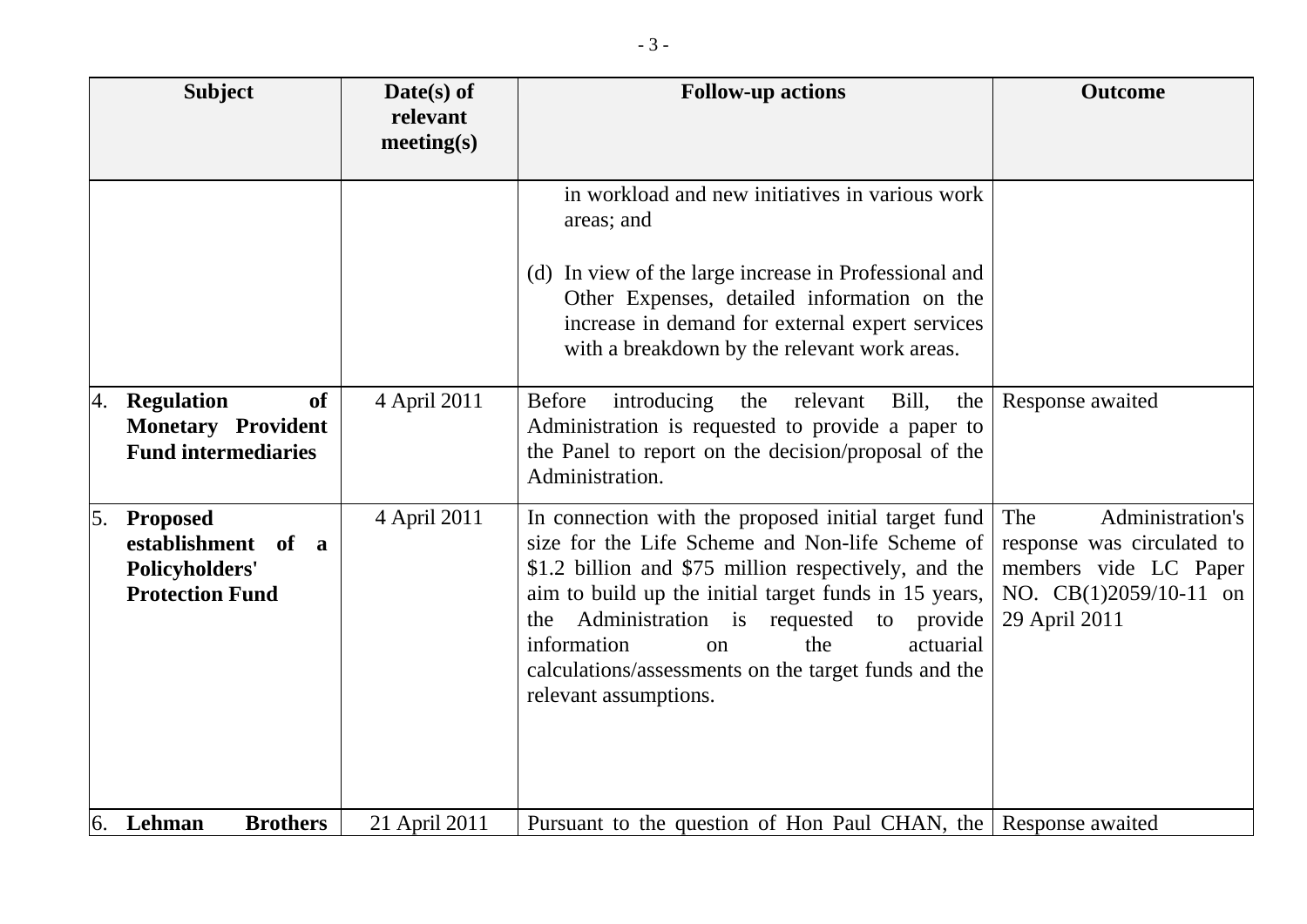| Subject | Date(s) of relevant meeting(s) | Follow-up actions | Outcome |
|---|---|---|---|
| | | in workload and new initiatives in various work areas; and<br><br>(d) In view of the large increase in Professional and Other Expenses, detailed information on the increase in demand for external expert services with a breakdown by the relevant work areas. | |
| 4. **Regulation of Monetary Provident Fund intermediaries** | 4 April 2011 | Before introducing the relevant Bill, the Administration is requested to provide a paper to the Panel to report on the decision/proposal of the Administration. | Response awaited |
| 5. **Proposed establishment of a Policyholders' Protection Fund** | 4 April 2011 | In connection with the proposed initial target fund size for the Life Scheme and Non-life Scheme of \$1.2 billion and \$75 million respectively, and the aim to build up the initial target funds in 15 years, the Administration is requested to provide information on the actuarial calculations/assessments on the target funds and the relevant assumptions. | The Administration's response was circulated to members vide LC Paper NO. CB(1)2059/10-11 on 29 April 2011 |
| 6. **Lehman Brothers** | 21 April 2011 | Pursuant to the question of Hon Paul CHAN, the | Response awaited |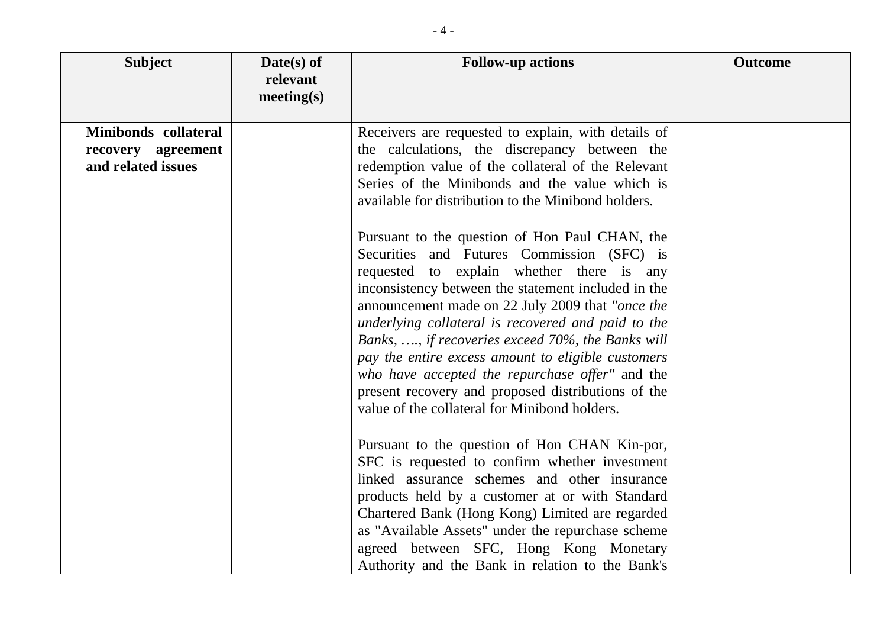| Subject | Date(s) of relevant meeting(s) | Follow-up actions | Outcome |
|---|---|---|---|
| **Minibonds collateral recovery agreement and related issues** | | Receivers are requested to explain, with details of the calculations, the discrepancy between the redemption value of the collateral of the Relevant Series of the Minibonds and the value which is available for distribution to the Minibond holders.<br><br>Pursuant to the question of Hon Paul CHAN, the Securities and Futures Commission (SFC) is requested to explain whether there is any inconsistency between the statement included in the announcement made on 22 July 2009 that *"once the underlying collateral is recovered and paid to the Banks, …., if recoveries exceed 70%, the Banks will pay the entire excess amount to eligible customers who have accepted the repurchase offer"* and the present recovery and proposed distributions of the value of the collateral for Minibond holders.<br><br>Pursuant to the question of Hon CHAN Kin-por, SFC is requested to confirm whether investment linked assurance schemes and other insurance products held by a customer at or with Standard Chartered Bank (Hong Kong) Limited are regarded as "Available Assets" under the repurchase scheme agreed between SFC, Hong Kong Monetary Authority and the Bank in relation to the Bank's | |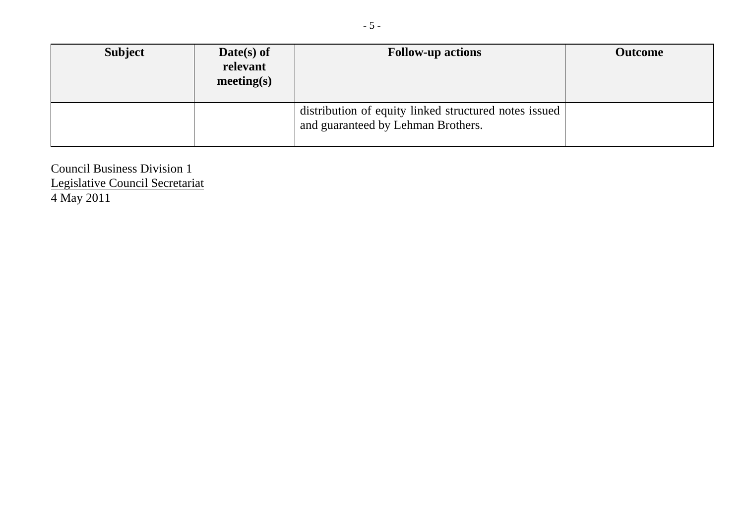| Subject | Date(s) of relevant meeting(s) | Follow-up actions | Outcome |
|---|---|---|---|
| | | distribution of equity linked structured notes issued and guaranteed by Lehman Brothers. | |

Council Business Division 1
Legislative Council Secretariat
4 May 2011